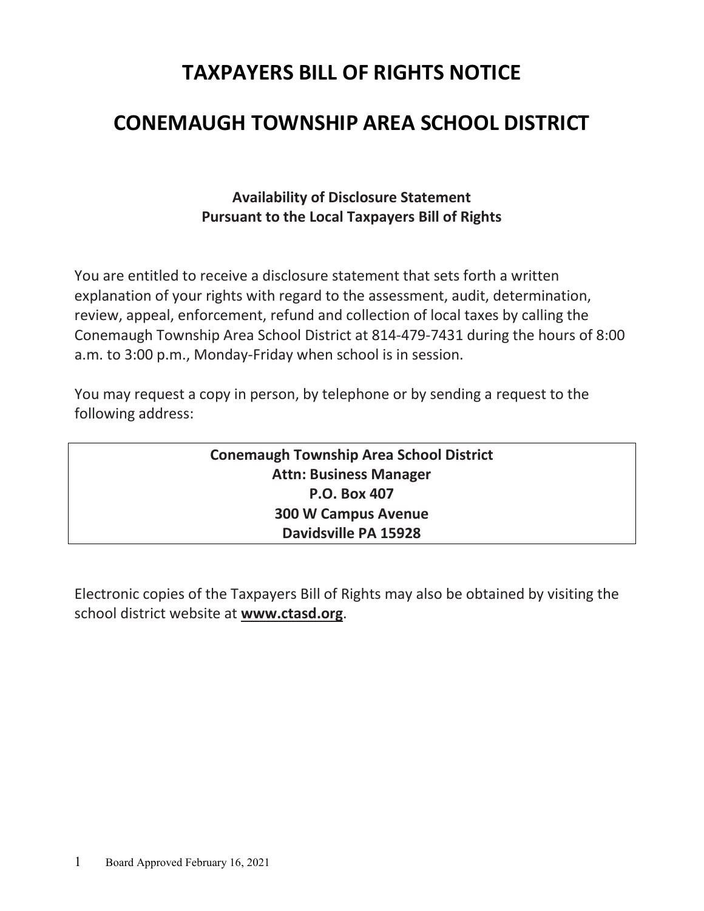# TAXPAYERS BILL OF RIGHTS NOTICE

# CONEMAUGH TOWNSHIP AREA SCHOOL DISTRICT

### Availability of Disclosure Statement
### Pursuant to the Local Taxpayers Bill of Rights

You are entitled to receive a disclosure statement that sets forth a written explanation of your rights with regard to the assessment, audit, determination, review, appeal, enforcement, refund and collection of local taxes by calling the Conemaugh Township Area School District at 814-479-7431 during the hours of 8:00 a.m. to 3:00 p.m., Monday-Friday when school is in session.

You may request a copy in person, by telephone or by sending a request to the following address:

**Conemaugh Township Area School District**
**Attn: Business Manager**
**P.O. Box 407**
**300 W Campus Avenue**
**Davidsville PA 15928**

Electronic copies of the Taxpayers Bill of Rights may also be obtained by visiting the school district website at **www.ctasd.org**.

Board Approved February 16, 2021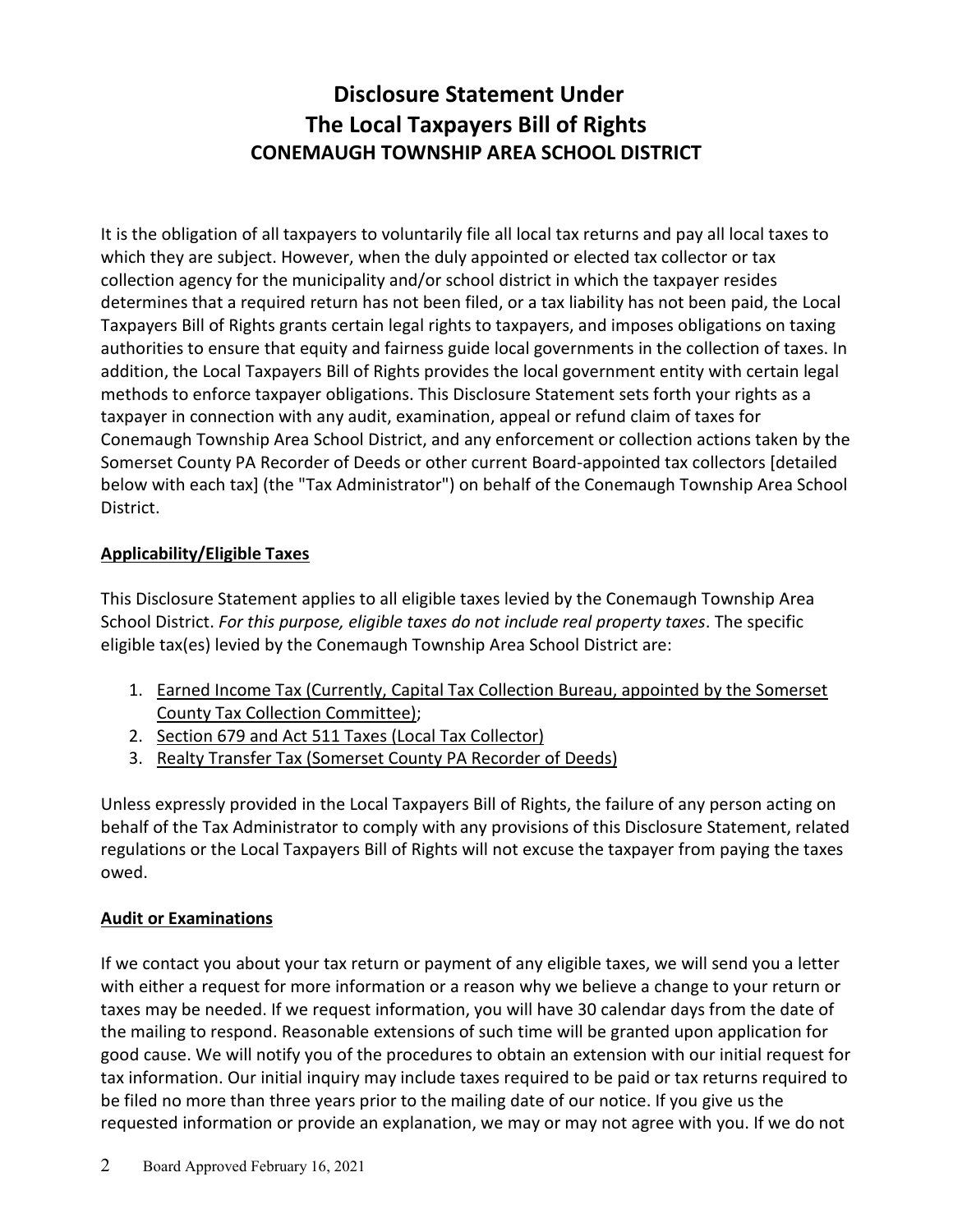# Disclosure Statement Under The Local Taxpayers Bill of Rights
## CONEMAUGH TOWNSHIP AREA SCHOOL DISTRICT

It is the obligation of all taxpayers to voluntarily file all local tax returns and pay all local taxes to which they are subject. However, when the duly appointed or elected tax collector or tax collection agency for the municipality and/or school district in which the taxpayer resides determines that a required return has not been filed, or a tax liability has not been paid, the Local Taxpayers Bill of Rights grants certain legal rights to taxpayers, and imposes obligations on taxing authorities to ensure that equity and fairness guide local governments in the collection of taxes. In addition, the Local Taxpayers Bill of Rights provides the local government entity with certain legal methods to enforce taxpayer obligations. This Disclosure Statement sets forth your rights as a taxpayer in connection with any audit, examination, appeal or refund claim of taxes for Conemaugh Township Area School District, and any enforcement or collection actions taken by the Somerset County PA Recorder of Deeds or other current Board-appointed tax collectors [detailed below with each tax] (the "Tax Administrator") on behalf of the Conemaugh Township Area School District.

### Applicability/Eligible Taxes

This Disclosure Statement applies to all eligible taxes levied by the Conemaugh Township Area School District. *For this purpose, eligible taxes do not include real property taxes*. The specific eligible tax(es) levied by the Conemaugh Township Area School District are:

1. Earned Income Tax (Currently, Capital Tax Collection Bureau, appointed by the Somerset County Tax Collection Committee);
2. Section 679 and Act 511 Taxes (Local Tax Collector)
3. Realty Transfer Tax (Somerset County PA Recorder of Deeds)

Unless expressly provided in the Local Taxpayers Bill of Rights, the failure of any person acting on behalf of the Tax Administrator to comply with any provisions of this Disclosure Statement, related regulations or the Local Taxpayers Bill of Rights will not excuse the taxpayer from paying the taxes owed.

### Audit or Examinations

If we contact you about your tax return or payment of any eligible taxes, we will send you a letter with either a request for more information or a reason why we believe a change to your return or taxes may be needed. If we request information, you will have 30 calendar days from the date of the mailing to respond. Reasonable extensions of such time will be granted upon application for good cause. We will notify you of the procedures to obtain an extension with our initial request for tax information. Our initial inquiry may include taxes required to be paid or tax returns required to be filed no more than three years prior to the mailing date of our notice. If you give us the requested information or provide an explanation, we may or may not agree with you. If we do not

Board Approved February 16, 2021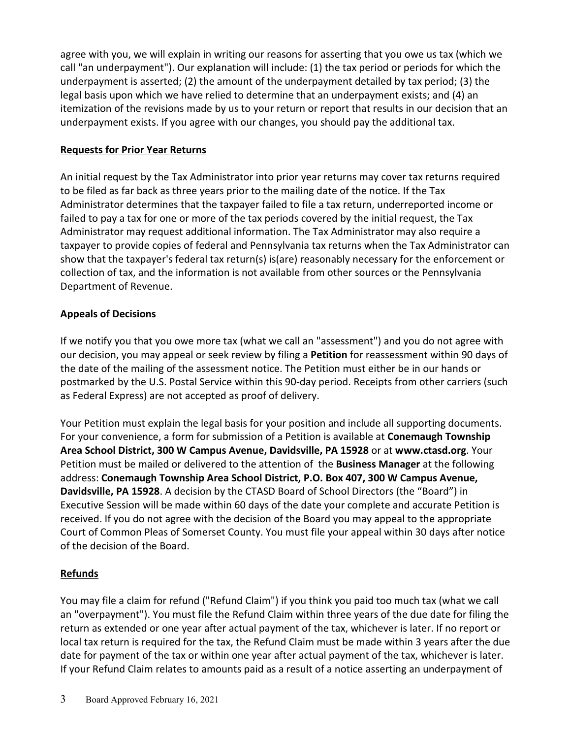agree with you, we will explain in writing our reasons for asserting that you owe us tax (which we call "an underpayment"). Our explanation will include: (1) the tax period or periods for which the underpayment is asserted; (2) the amount of the underpayment detailed by tax period; (3) the legal basis upon which we have relied to determine that an underpayment exists; and (4) an itemization of the revisions made by us to your return or report that results in our decision that an underpayment exists. If you agree with our changes, you should pay the additional tax.

**Requests for Prior Year Returns**

An initial request by the Tax Administrator into prior year returns may cover tax returns required to be filed as far back as three years prior to the mailing date of the notice. If the Tax Administrator determines that the taxpayer failed to file a tax return, underreported income or failed to pay a tax for one or more of the tax periods covered by the initial request, the Tax Administrator may request additional information. The Tax Administrator may also require a taxpayer to provide copies of federal and Pennsylvania tax returns when the Tax Administrator can show that the taxpayer's federal tax return(s) is(are) reasonably necessary for the enforcement or collection of tax, and the information is not available from other sources or the Pennsylvania Department of Revenue.

**Appeals of Decisions**

If we notify you that you owe more tax (what we call an "assessment") and you do not agree with our decision, you may appeal or seek review by filing a **Petition** for reassessment within 90 days of the date of the mailing of the assessment notice. The Petition must either be in our hands or postmarked by the U.S. Postal Service within this 90-day period. Receipts from other carriers (such as Federal Express) are not accepted as proof of delivery.

Your Petition must explain the legal basis for your position and include all supporting documents. For your convenience, a form for submission of a Petition is available at **Conemaugh Township Area School District, 300 W Campus Avenue, Davidsville, PA 15928** or at **www.ctasd.org**. Your Petition must be mailed or delivered to the attention of the **Business Manager** at the following address: **Conemaugh Township Area School District, P.O. Box 407, 300 W Campus Avenue, Davidsville, PA 15928**. A decision by the CTASD Board of School Directors (the "Board") in Executive Session will be made within 60 days of the date your complete and accurate Petition is received. If you do not agree with the decision of the Board you may appeal to the appropriate Court of Common Pleas of Somerset County. You must file your appeal within 30 days after notice of the decision of the Board.

**Refunds**

You may file a claim for refund ("Refund Claim") if you think you paid too much tax (what we call an "overpayment"). You must file the Refund Claim within three years of the due date for filing the return as extended or one year after actual payment of the tax, whichever is later. If no report or local tax return is required for the tax, the Refund Claim must be made within 3 years after the due date for payment of the tax or within one year after actual payment of the tax, whichever is later. If your Refund Claim relates to amounts paid as a result of a notice asserting an underpayment of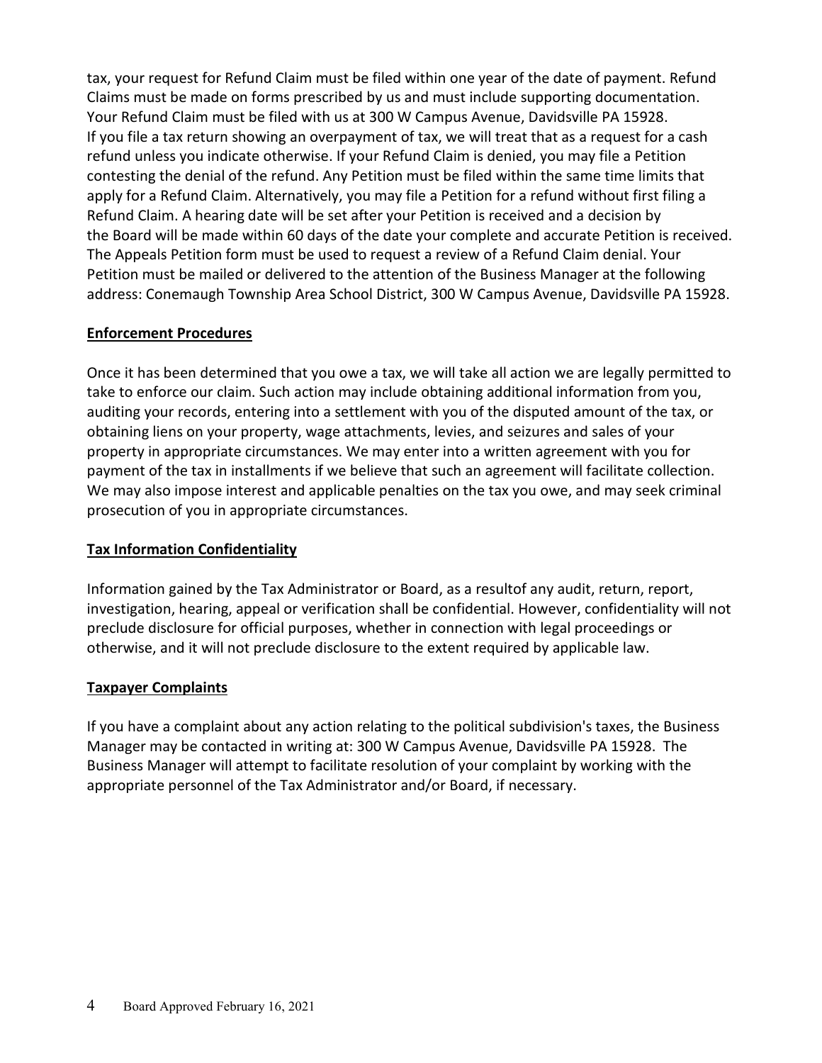tax, your request for Refund Claim must be filed within one year of the date of payment. Refund Claims must be made on forms prescribed by us and must include supporting documentation. Your Refund Claim must be filed with us at 300 W Campus Avenue, Davidsville PA 15928. If you file a tax return showing an overpayment of tax, we will treat that as a request for a cash refund unless you indicate otherwise. If your Refund Claim is denied, you may file a Petition contesting the denial of the refund. Any Petition must be filed within the same time limits that apply for a Refund Claim. Alternatively, you may file a Petition for a refund without first filing a Refund Claim. A hearing date will be set after your Petition is received and a decision by the Board will be made within 60 days of the date your complete and accurate Petition is received. The Appeals Petition form must be used to request a review of a Refund Claim denial. Your Petition must be mailed or delivered to the attention of the Business Manager at the following address: Conemaugh Township Area School District, 300 W Campus Avenue, Davidsville PA 15928.

## Enforcement Procedures

Once it has been determined that you owe a tax, we will take all action we are legally permitted to take to enforce our claim. Such action may include obtaining additional information from you, auditing your records, entering into a settlement with you of the disputed amount of the tax, or obtaining liens on your property, wage attachments, levies, and seizures and sales of your property in appropriate circumstances. We may enter into a written agreement with you for payment of the tax in installments if we believe that such an agreement will facilitate collection. We may also impose interest and applicable penalties on the tax you owe, and may seek criminal prosecution of you in appropriate circumstances.

## Tax Information Confidentiality

Information gained by the Tax Administrator or Board, as a resultof any audit, return, report, investigation, hearing, appeal or verification shall be confidential. However, confidentiality will not preclude disclosure for official purposes, whether in connection with legal proceedings or otherwise, and it will not preclude disclosure to the extent required by applicable law.

## Taxpayer Complaints

If you have a complaint about any action relating to the political subdivision's taxes, the Business Manager may be contacted in writing at: 300 W Campus Avenue, Davidsville PA 15928. The Business Manager will attempt to facilitate resolution of your complaint by working with the appropriate personnel of the Tax Administrator and/or Board, if necessary.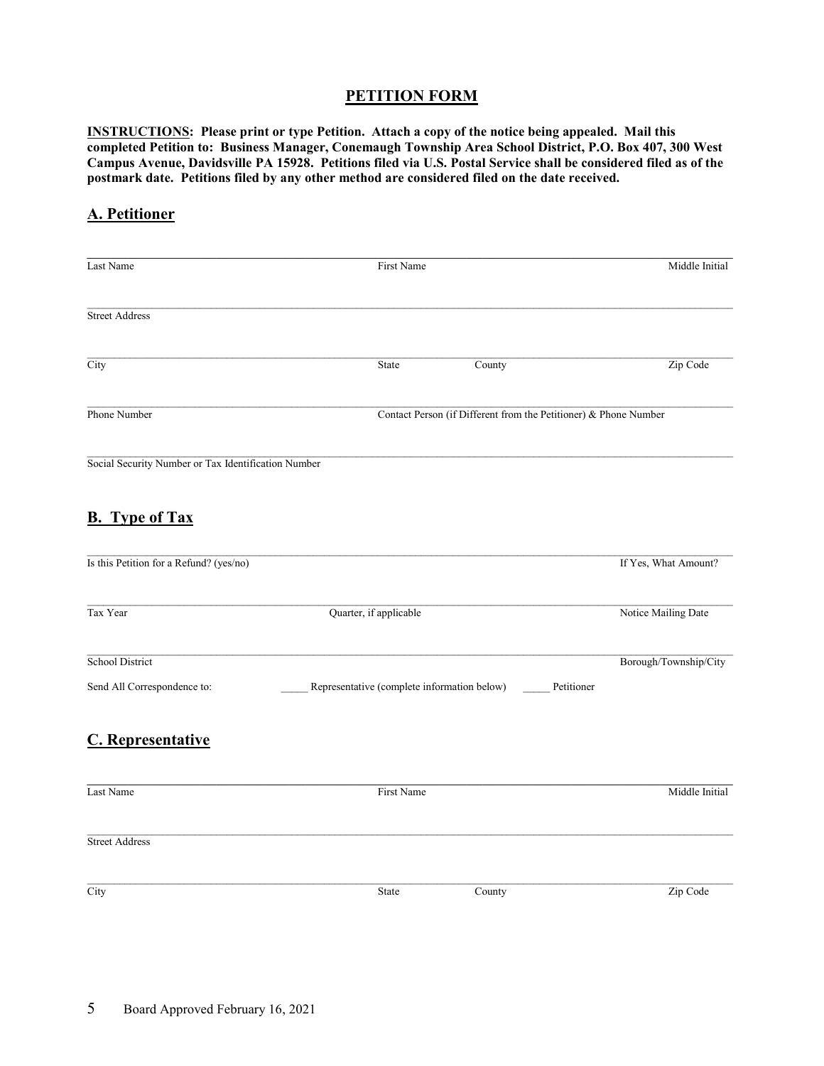## PETITION FORM

**INSTRUCTIONS: Please print or type Petition. Attach a copy of the notice being appealed. Mail this completed Petition to: Business Manager, Conemaugh Township Area School District, P.O. Box 407, 300 West Campus Avenue, Davidsville PA 15928. Petitions filed via U.S. Postal Service shall be considered filed as of the postmark date. Petitions filed by any other method are considered filed on the date received.**

## A. Petitioner

______________________________________________________________________________

Last Name                                        First Name                                        Middle Initial

______________________________________________________________________________

Street Address

______________________________________________________________________________

City                                        State                County                                        Zip Code

______________________________________________________________________________

Phone Number                                        Contact Person (if Different from the Petitioner) & Phone Number

______________________________________________________________________________

Social Security Number or Tax Identification Number

## B. Type of Tax

______________________________________________________________________________

Is this Petition for a Refund? (yes/no)                                        If Yes, What Amount?

______________________________________________________________________________

Tax Year                                        Quarter, if applicable                                        Notice Mailing Date

______________________________________________________________________________

School District                                        Borough/Township/City

Send All Correspondence to:        _____ Representative (complete information below)        _____ Petitioner

## C. Representative

______________________________________________________________________________

Last Name                                        First Name                                        Middle Initial

______________________________________________________________________________

Street Address

______________________________________________________________________________

City                                        State                County                                        Zip Code

Board Approved February 16, 2021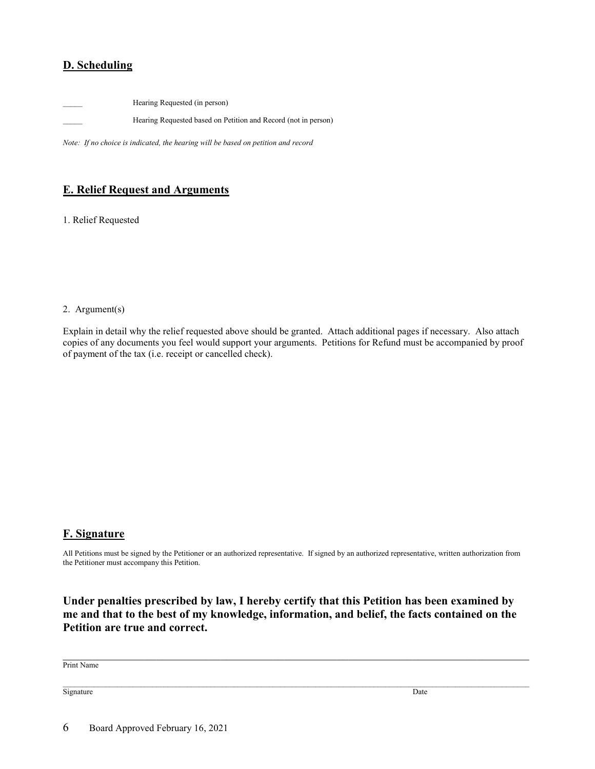## D. Scheduling

_____ Hearing Requested (in person)

_____ Hearing Requested based on Petition and Record (not in person)

*Note: If no choice is indicated, the hearing will be based on petition and record*

## E. Relief Request and Arguments

1. Relief Requested

2. Argument(s)

Explain in detail why the relief requested above should be granted. Attach additional pages if necessary. Also attach copies of any documents you feel would support your arguments. Petitions for Refund must be accompanied by proof of payment of the tax (i.e. receipt or cancelled check).

## F. Signature

All Petitions must be signed by the Petitioner or an authorized representative. If signed by an authorized representative, written authorization from the Petitioner must accompany this Petition.

**Under penalties prescribed by law, I hereby certify that this Petition has been examined by me and that to the best of my knowledge, information, and belief, the facts contained on the Petition are true and correct.**

______________________________________________________________________________
Print Name

______________________________________________________________________________
Signature Date

Board Approved February 16, 2021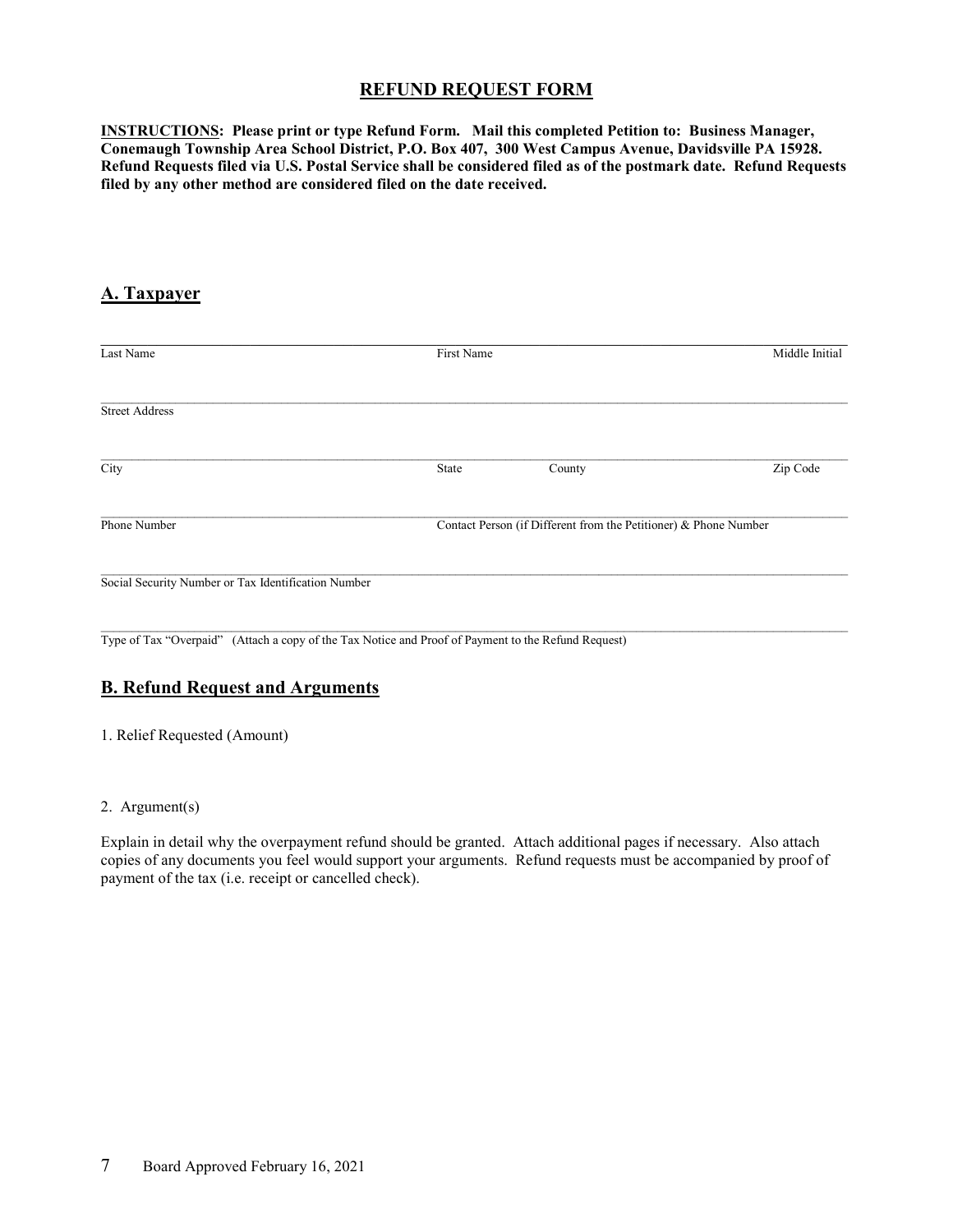## REFUND REQUEST FORM

**INSTRUCTIONS: Please print or type Refund Form. Mail this completed Petition to: Business Manager, Conemaugh Township Area School District, P.O. Box 407, 300 West Campus Avenue, Davidsville PA 15928. Refund Requests filed via U.S. Postal Service shall be considered filed as of the postmark date. Refund Requests filed by any other method are considered filed on the date received.**

### A. Taxpayer

| | | | |
|---|---|---|---|
| Last Name | First Name | | Middle Initial |
| Street Address | | | |
| City | State | County | Zip Code |
| Phone Number | Contact Person (if Different from the Petitioner) & Phone Number | | |
| Social Security Number or Tax Identification Number | | | |
| Type of Tax "Overpaid" (Attach a copy of the Tax Notice and Proof of Payment to the Refund Request) | | | |

### B. Refund Request and Arguments

1. Relief Requested (Amount)

2. Argument(s)

Explain in detail why the overpayment refund should be granted. Attach additional pages if necessary. Also attach copies of any documents you feel would support your arguments. Refund requests must be accompanied by proof of payment of the tax (i.e. receipt or cancelled check).

Board Approved February 16, 2021